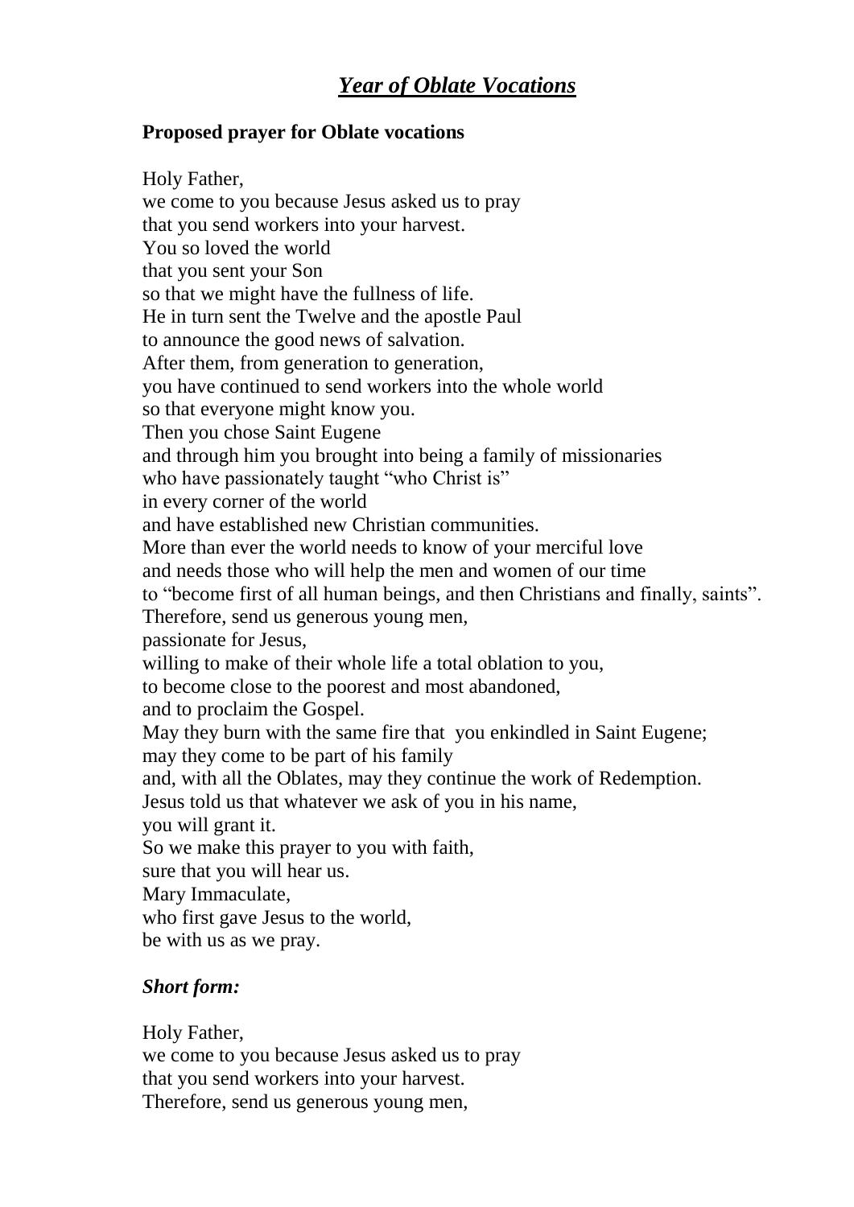# ***Year of Oblate Vocations***

**Proposed prayer for Oblate vocations**

Holy Father,
we come to you because Jesus asked us to pray
that you send workers into your harvest.
You so loved the world
that you sent your Son
so that we might have the fullness of life.
He in turn sent the Twelve and the apostle Paul
to announce the good news of salvation.
After them, from generation to generation,
you have continued to send workers into the whole world
so that everyone might know you.
Then you chose Saint Eugene
and through him you brought into being a family of missionaries
who have passionately taught "who Christ is"
in every corner of the world
and have established new Christian communities.
More than ever the world needs to know of your merciful love
and needs those who will help the men and women of our time
to "become first of all human beings, and then Christians and finally, saints".
Therefore, send us generous young men,
passionate for Jesus,
willing to make of their whole life a total oblation to you,
to become close to the poorest and most abandoned,
and to proclaim the Gospel.
May they burn with the same fire that you enkindled in Saint Eugene;
may they come to be part of his family
and, with all the Oblates, may they continue the work of Redemption.
Jesus told us that whatever we ask of you in his name,
you will grant it.
So we make this prayer to you with faith,
sure that you will hear us.
Mary Immaculate,
who first gave Jesus to the world,
be with us as we pray.

***Short form:***

Holy Father,
we come to you because Jesus asked us to pray
that you send workers into your harvest.
Therefore, send us generous young men,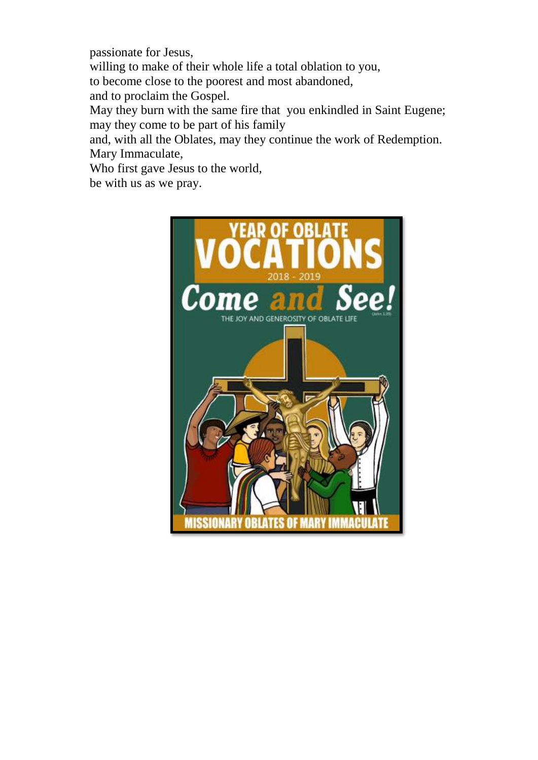passionate for Jesus,
willing to make of their whole life a total oblation to you,
to become close to the poorest and most abandoned,
and to proclaim the Gospel.
May they burn with the same fire that you enkindled in Saint Eugene;
may they come to be part of his family
and, with all the Oblates, may they continue the work of Redemption.
Mary Immaculate,
Who first gave Jesus to the world,
be with us as we pray.